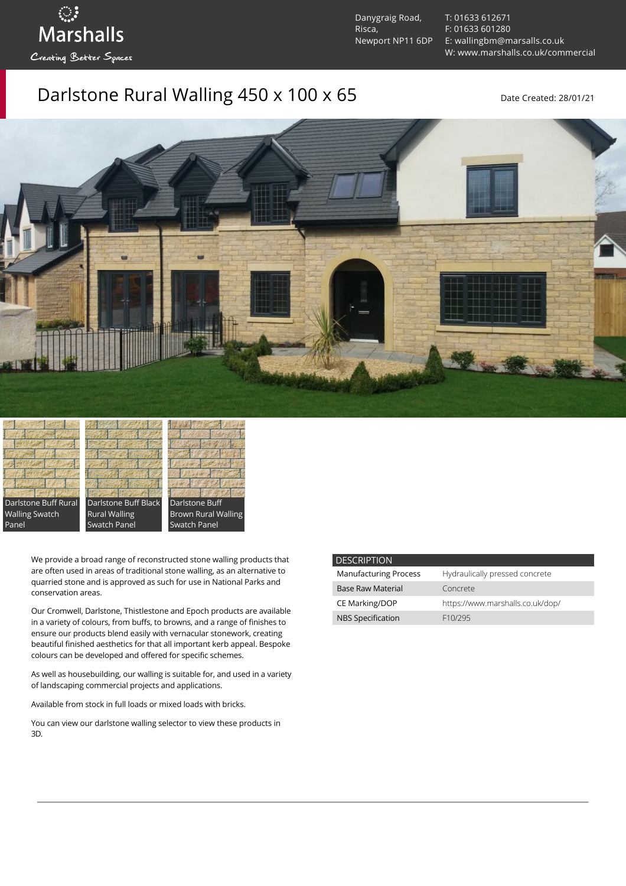Marshalls
Creating Better Spaces

Danygraig Road,
Risca,
Newport NP11 6DP

T: 01633 612671
F: 01633 601280
E: wallingbm@marsalls.co.uk
W: www.marshalls.co.uk/commercial

# Darlstone Rural Walling 450 x 100 x 65

Date Created: 28/01/21

Darlstone Buff Rural Walling Swatch Panel

Darlstone Buff Black Rural Walling Swatch Panel

Darlstone Buff Brown Rural Walling Swatch Panel

We provide a broad range of reconstructed stone walling products that are often used in areas of traditional stone walling, as an alternative to quarried stone and is approved as such for use in National Parks and conservation areas.

Our Cromwell, Darlstone, Thistlestone and Epoch products are available in a variety of colours, from buffs, to browns, and a range of finishes to ensure our products blend easily with vernacular stonework, creating beautiful finished aesthetics for that all important kerb appeal. Bespoke colours can be developed and offered for specific schemes.

As well as housebuilding, our walling is suitable for, and used in a variety of landscaping commercial projects and applications.

Available from stock in full loads or mixed loads with bricks.

You can view our darlstone walling selector to view these products in 3D.

| DESCRIPTION | |
|---|---|
| Manufacturing Process | Hydraulically pressed concrete |
| Base Raw Material | Concrete |
| CE Marking/DOP | https://www.marshalls.co.uk/dop/ |
| NBS Specification | F10/295 |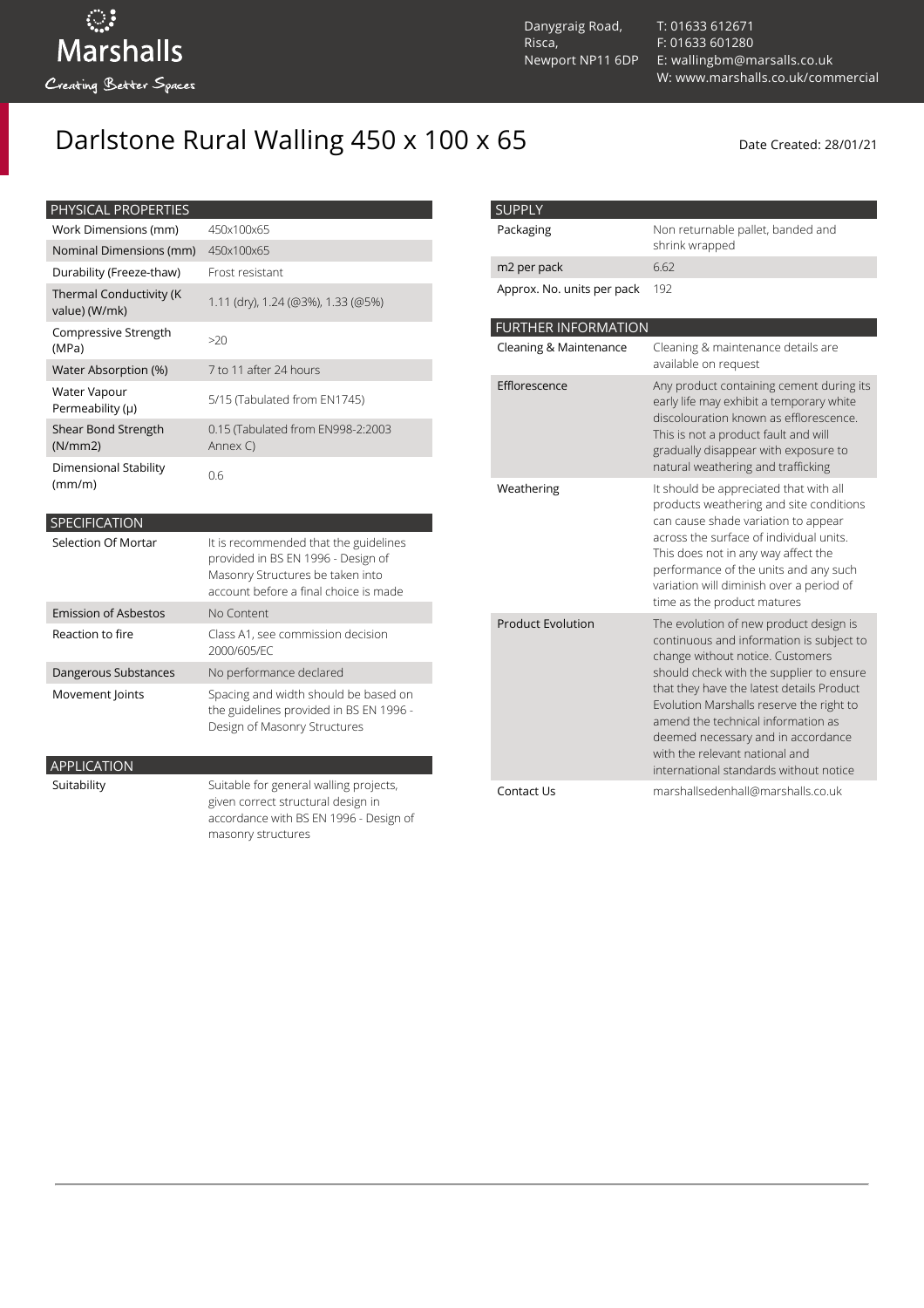Marshalls

Creating Better Spaces

Danygraig Road,
Risca,
Newport NP11 6DP

T: 01633 612671
F: 01633 601280
E: wallingbm@marsalls.co.uk
W: www.marshalls.co.uk/commercial

# Darlstone Rural Walling 450 x 100 x 65

Date Created: 28/01/21

| PHYSICAL PROPERTIES | |
|---|---|
| Work Dimensions (mm) | 450x100x65 |
| Nominal Dimensions (mm) | 450x100x65 |
| Durability (Freeze-thaw) | Frost resistant |
| Thermal Conductivity (K value) (W/mk) | 1.11 (dry), 1.24 (@3%), 1.33 (@5%) |
| Compressive Strength (MPa) | >20 |
| Water Absorption (%) | 7 to 11 after 24 hours |
| Water Vapour Permeability (μ) | 5/15 (Tabulated from EN1745) |
| Shear Bond Strength (N/mm2) | 0.15 (Tabulated from EN998-2:2003 Annex C) |
| Dimensional Stability (mm/m) | 0.6 |

| SPECIFICATION | |
|---|---|
| Selection Of Mortar | It is recommended that the guidelines provided in BS EN 1996 - Design of Masonry Structures be taken into account before a final choice is made |
| Emission of Asbestos | No Content |
| Reaction to fire | Class A1, see commission decision 2000/605/EC |
| Dangerous Substances | No performance declared |
| Movement Joints | Spacing and width should be based on the guidelines provided in BS EN 1996 - Design of Masonry Structures |

| APPLICATION | |
|---|---|
| Suitability | Suitable for general walling projects, given correct structural design in accordance with BS EN 1996 - Design of masonry structures |

| SUPPLY | |
|---|---|
| Packaging | Non returnable pallet, banded and shrink wrapped |
| m2 per pack | 6.62 |
| Approx. No. units per pack | 192 |

| FURTHER INFORMATION | |
|---|---|
| Cleaning & Maintenance | Cleaning & maintenance details are available on request |
| Efflorescence | Any product containing cement during its early life may exhibit a temporary white discolouration known as efflorescence. This is not a product fault and will gradually disappear with exposure to natural weathering and trafficking |
| Weathering | It should be appreciated that with all products weathering and site conditions can cause shade variation to appear across the surface of individual units. This does not in any way affect the performance of the units and any such variation will diminish over a period of time as the product matures |
| Product Evolution | The evolution of new product design is continuous and information is subject to change without notice. Customers should check with the supplier to ensure that they have the latest details Product Evolution Marshalls reserve the right to amend the technical information as deemed necessary and in accordance with the relevant national and international standards without notice |
| Contact Us | marshallsedenhall@marshalls.co.uk |